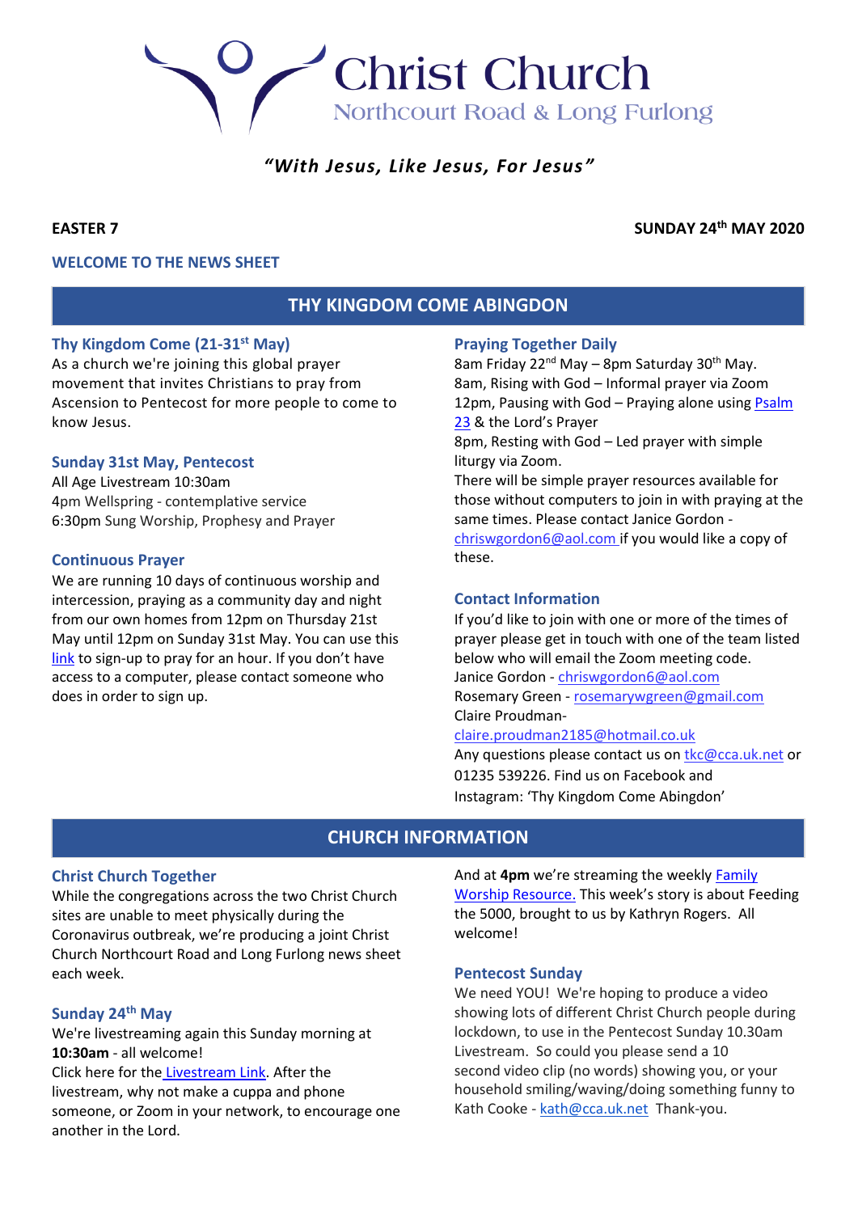# Christ Church

Northcourt Road & Long Furlong

*"With Jesus, Like Jesus, For Jesus"*

**EASTER 7** **SUNDAY 24th MAY 2020**

**WELCOME TO THE NEWS SHEET**

## THY KINGDOM COME ABINGDON

### Thy Kingdom Come (21-31st May)

As a church we're joining this global prayer movement that invites Christians to pray from Ascension to Pentecost for more people to come to know Jesus.

### Sunday 31st May, Pentecost

All Age Livestream 10:30am
4pm Wellspring - contemplative service
6:30pm Sung Worship, Prophesy and Prayer

### Continuous Prayer

We are running 10 days of continuous worship and intercession, praying as a community day and night from our own homes from 12pm on Thursday 21st May until 12pm on Sunday 31st May. You can use this link to sign-up to pray for an hour. If you don't have access to a computer, please contact someone who does in order to sign up.

### Praying Together Daily

8am Friday 22nd May – 8pm Saturday 30th May.
8am, Rising with God – Informal prayer via Zoom
12pm, Pausing with God – Praying alone using Psalm 23 & the Lord's Prayer
8pm, Resting with God – Led prayer with simple liturgy via Zoom.
There will be simple prayer resources available for those without computers to join in with praying at the same times. Please contact Janice Gordon - chriswgordon6@aol.com if you would like a copy of these.

### Contact Information

If you'd like to join with one or more of the times of prayer please get in touch with one of the team listed below who will email the Zoom meeting code.
Janice Gordon - chriswgordon6@aol.com
Rosemary Green - rosemarywgreen@gmail.com
Claire Proudman- claire.proudman2185@hotmail.co.uk
Any questions please contact us on tkc@cca.uk.net or 01235 539226. Find us on Facebook and Instagram: 'Thy Kingdom Come Abingdon'

## CHURCH INFORMATION

### Christ Church Together

While the congregations across the two Christ Church sites are unable to meet physically during the Coronavirus outbreak, we're producing a joint Christ Church Northcourt Road and Long Furlong news sheet each week.

### Sunday 24th May

We're livestreaming again this Sunday morning at **10:30am** - all welcome!
Click here for the Livestream Link. After the livestream, why not make a cuppa and phone someone, or Zoom in your network, to encourage one another in the Lord.

And at **4pm** we're streaming the weekly Family Worship Resource. This week's story is about Feeding the 5000, brought to us by Kathryn Rogers. All welcome!

### Pentecost Sunday

We need YOU! We're hoping to produce a video showing lots of different Christ Church people during lockdown, to use in the Pentecost Sunday 10.30am Livestream. So could you please send a 10 second video clip (no words) showing you, or your household smiling/waving/doing something funny to Kath Cooke - kath@cca.uk.net Thank-you.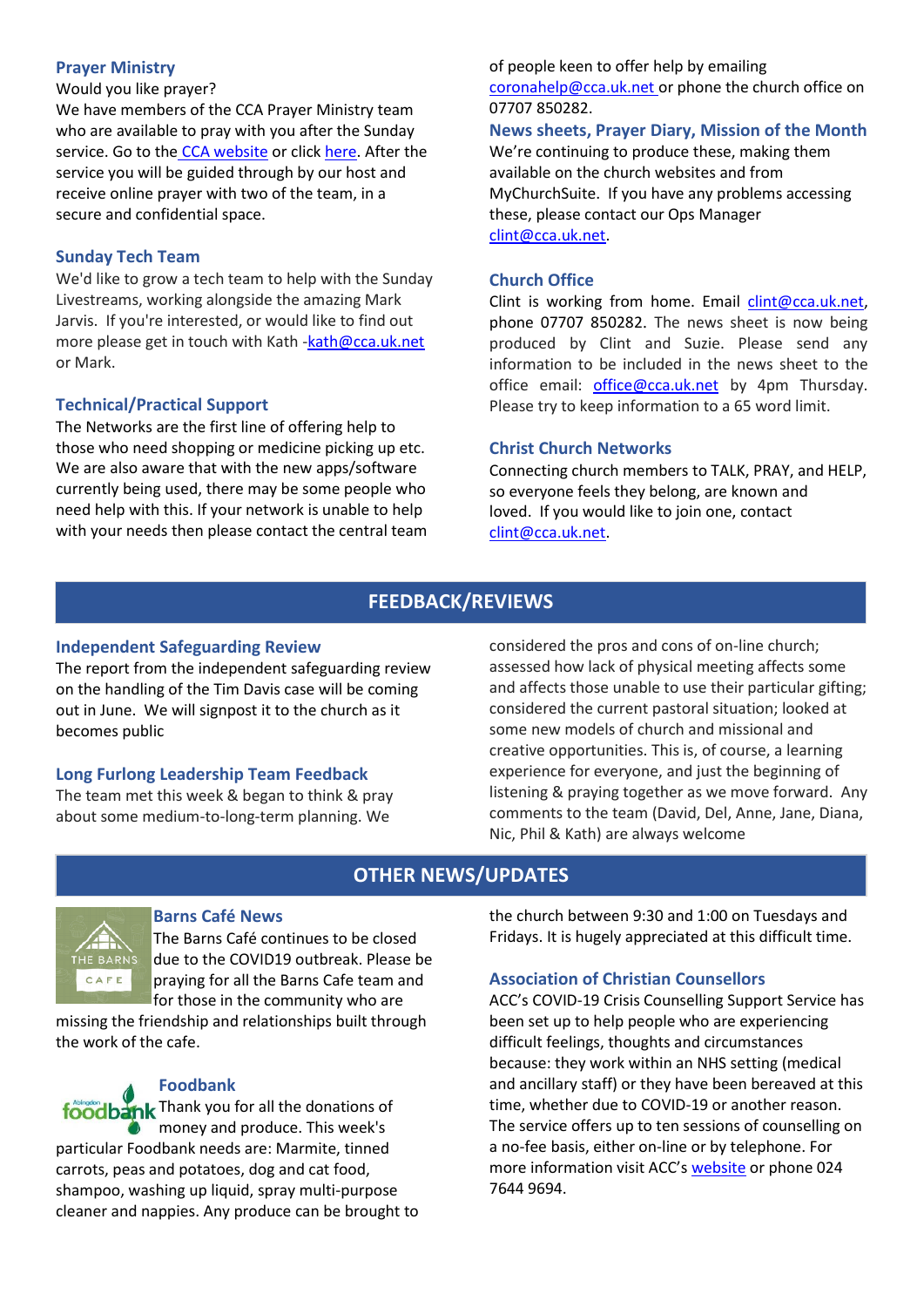### Prayer Ministry

Would you like prayer?

We have members of the CCA Prayer Ministry team who are available to pray with you after the Sunday service. Go to the CCA website or click here. After the service you will be guided through by our host and receive online prayer with two of the team, in a secure and confidential space.

### Sunday Tech Team

We'd like to grow a tech team to help with the Sunday Livestreams, working alongside the amazing Mark Jarvis. If you're interested, or would like to find out more please get in touch with Kath -kath@cca.uk.net or Mark.

### Technical/Practical Support

The Networks are the first line of offering help to those who need shopping or medicine picking up etc. We are also aware that with the new apps/software currently being used, there may be some people who need help with this. If your network is unable to help with your needs then please contact the central team of people keen to offer help by emailing coronahelp@cca.uk.net or phone the church office on 07707 850282.

### News sheets, Prayer Diary, Mission of the Month

We're continuing to produce these, making them available on the church websites and from MyChurchSuite. If you have any problems accessing these, please contact our Ops Manager clint@cca.uk.net.

### Church Office

Clint is working from home. Email clint@cca.uk.net, phone 07707 850282. The news sheet is now being produced by Clint and Suzie. Please send any information to be included in the news sheet to the office email: office@cca.uk.net by 4pm Thursday. Please try to keep information to a 65 word limit.

### Christ Church Networks

Connecting church members to TALK, PRAY, and HELP, so everyone feels they belong, are known and loved. If you would like to join one, contact clint@cca.uk.net.

## FEEDBACK/REVIEWS

### Independent Safeguarding Review

The report from the independent safeguarding review on the handling of the Tim Davis case will be coming out in June. We will signpost it to the church as it becomes public

### Long Furlong Leadership Team Feedback

The team met this week & began to think & pray about some medium-to-long-term planning. We considered the pros and cons of on-line church; assessed how lack of physical meeting affects some and affects those unable to use their particular gifting; considered the current pastoral situation; looked at some new models of church and missional and creative opportunities. This is, of course, a learning experience for everyone, and just the beginning of listening & praying together as we move forward. Any comments to the team (David, Del, Anne, Jane, Diana, Nic, Phil & Kath) are always welcome

## OTHER NEWS/UPDATES

### Barns Café News

The Barns Café continues to be closed due to the COVID19 outbreak. Please be praying for all the Barns Cafe team and for those in the community who are missing the friendship and relationships built through the work of the cafe.

### Foodbank

Thank you for all the donations of money and produce. This week's particular Foodbank needs are: Marmite, tinned carrots, peas and potatoes, dog and cat food, shampoo, washing up liquid, spray multi-purpose cleaner and nappies. Any produce can be brought to the church between 9:30 and 1:00 on Tuesdays and Fridays. It is hugely appreciated at this difficult time.

### Association of Christian Counsellors

ACC's COVID-19 Crisis Counselling Support Service has been set up to help people who are experiencing difficult feelings, thoughts and circumstances because: they work within an NHS setting (medical and ancillary staff) or they have been bereaved at this time, whether due to COVID-19 or another reason. The service offers up to ten sessions of counselling on a no-fee basis, either on-line or by telephone. For more information visit ACC's website or phone 024 7644 9694.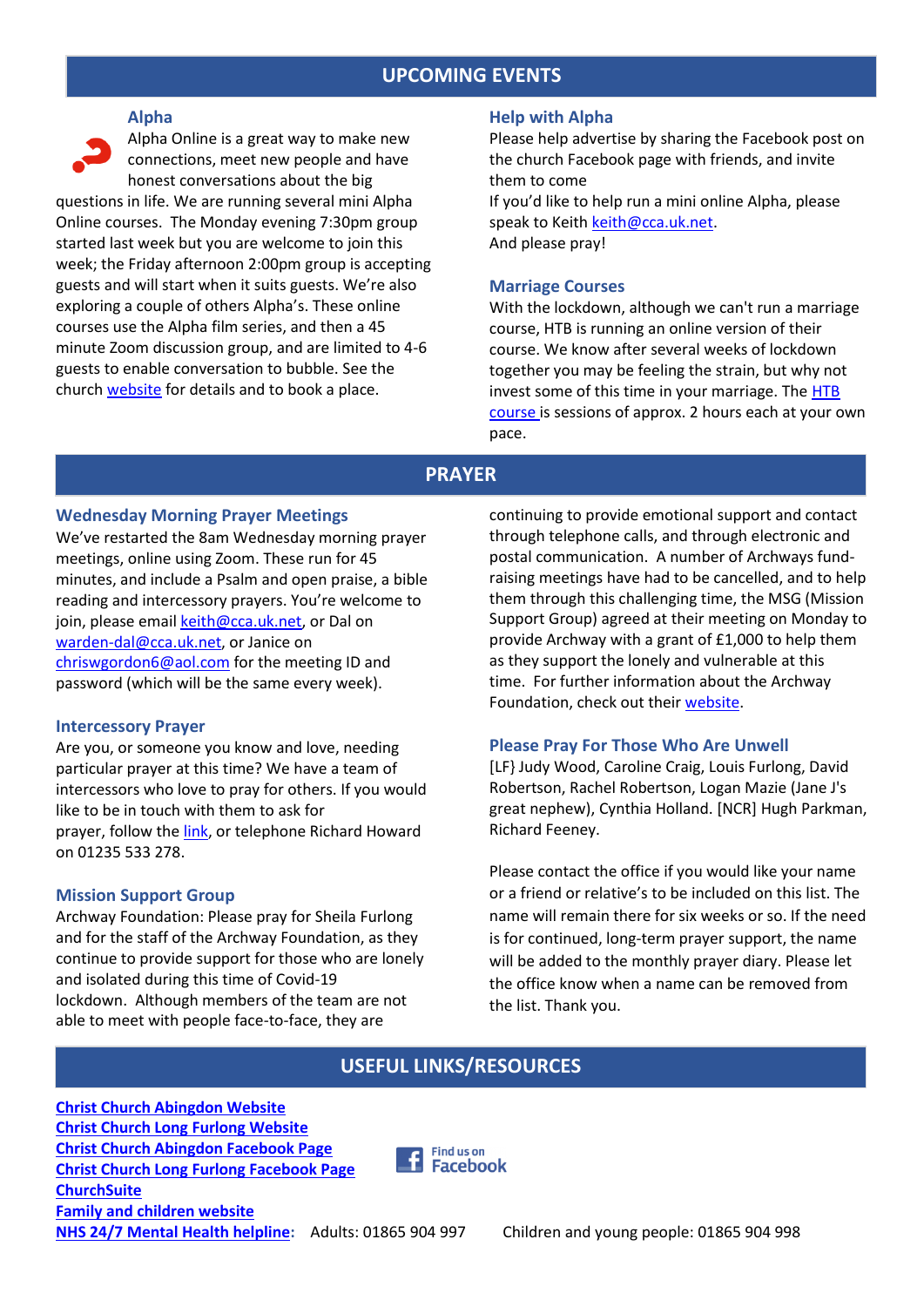## UPCOMING EVENTS

### Alpha

Alpha Online is a great way to make new connections, meet new people and have honest conversations about the big questions in life. We are running several mini Alpha Online courses. The Monday evening 7:30pm group started last week but you are welcome to join this week; the Friday afternoon 2:00pm group is accepting guests and will start when it suits guests. We're also exploring a couple of others Alpha's. These online courses use the Alpha film series, and then a 45 minute Zoom discussion group, and are limited to 4-6 guests to enable conversation to bubble. See the church website for details and to book a place.

### Help with Alpha

Please help advertise by sharing the Facebook post on the church Facebook page with friends, and invite them to come

If you'd like to help run a mini online Alpha, please speak to Keith keith@cca.uk.net.

And please pray!

### Marriage Courses

With the lockdown, although we can't run a marriage course, HTB is running an online version of their course. We know after several weeks of lockdown together you may be feeling the strain, but why not invest some of this time in your marriage. The HTB course is sessions of approx. 2 hours each at your own pace.

## PRAYER

### Wednesday Morning Prayer Meetings

We've restarted the 8am Wednesday morning prayer meetings, online using Zoom. These run for 45 minutes, and include a Psalm and open praise, a bible reading and intercessory prayers. You're welcome to join, please email keith@cca.uk.net, or Dal on warden-dal@cca.uk.net, or Janice on chriswgordon6@aol.com for the meeting ID and password (which will be the same every week).

### Intercessory Prayer

Are you, or someone you know and love, needing particular prayer at this time? We have a team of intercessors who love to pray for others. If you would like to be in touch with them to ask for prayer, follow the link, or telephone Richard Howard on 01235 533 278.

### Mission Support Group

Archway Foundation: Please pray for Sheila Furlong and for the staff of the Archway Foundation, as they continue to provide support for those who are lonely and isolated during this time of Covid-19 lockdown. Although members of the team are not able to meet with people face-to-face, they are continuing to provide emotional support and contact through telephone calls, and through electronic and postal communication. A number of Archways fund-raising meetings have had to be cancelled, and to help them through this challenging time, the MSG (Mission Support Group) agreed at their meeting on Monday to provide Archway with a grant of £1,000 to help them as they support the lonely and vulnerable at this time. For further information about the Archway Foundation, check out their website.

### Please Pray For Those Who Are Unwell

[LF} Judy Wood, Caroline Craig, Louis Furlong, David Robertson, Rachel Robertson, Logan Mazie (Jane J's great nephew), Cynthia Holland. [NCR] Hugh Parkman, Richard Feeney.

Please contact the office if you would like your name or a friend or relative's to be included on this list. The name will remain there for six weeks or so. If the need is for continued, long-term prayer support, the name will be added to the monthly prayer diary. Please let the office know when a name can be removed from the list. Thank you.

## USEFUL LINKS/RESOURCES

**Christ Church Abingdon Website**
**Christ Church Long Furlong Website**
**Christ Church Abingdon Facebook Page**
**Christ Church Long Furlong Facebook Page**
**ChurchSuite**
**Family and children website**
**NHS 24/7 Mental Health helpline**: Adults: 01865 904 997 Children and young people: 01865 904 998

Find us on Facebook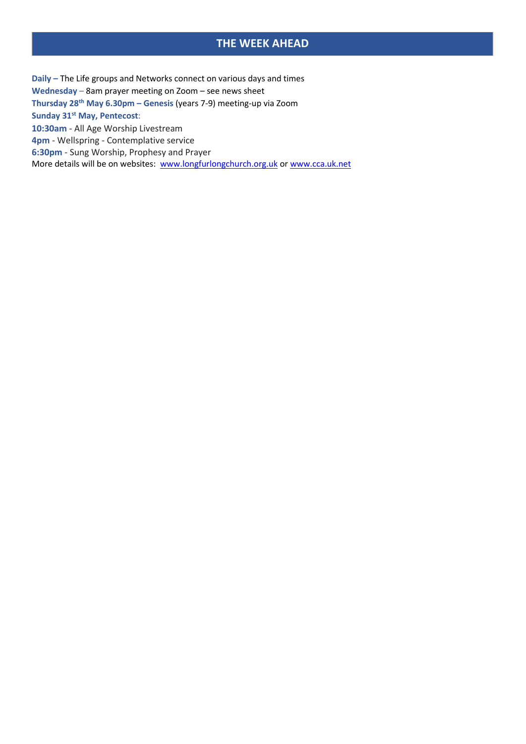## THE WEEK AHEAD

**Daily –** The Life groups and Networks connect on various days and times
**Wednesday** – 8am prayer meeting on Zoom – see news sheet
**Thursday 28th May 6.30pm – Genesis** (years 7-9) meeting-up via Zoom
**Sunday 31st May, Pentecost**:
**10:30am** - All Age Worship Livestream
**4pm** - Wellspring - Contemplative service
**6:30pm** - Sung Worship, Prophesy and Prayer
More details will be on websites: www.longfurlongchurch.org.uk or www.cca.uk.net